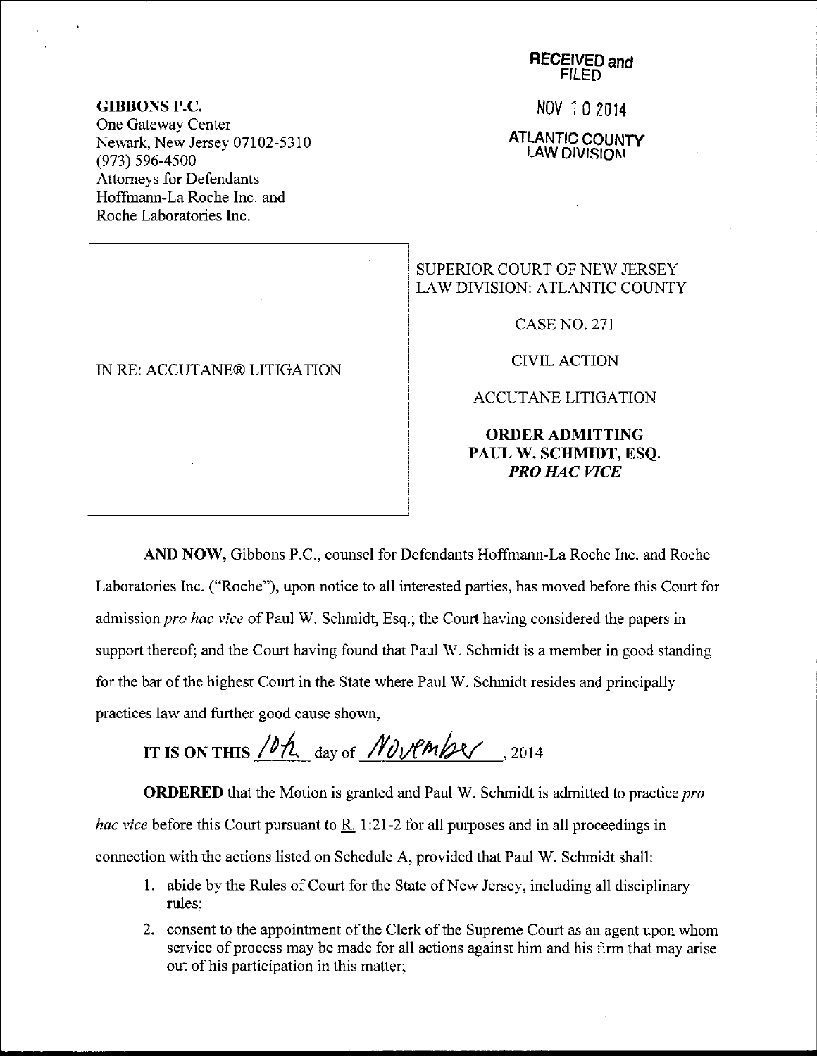**GIBBONS P.C.**
One Gateway Center
Newark, New Jersey 07102-5310
(973) 596-4500
Attorneys for Defendants
Hoffmann-La Roche Inc. and
Roche Laboratories Inc.

RECEIVED and FILED

NOV 10 2014

ATLANTIC COUNTY LAW DIVISION

IN RE: ACCUTANE® LITIGATION

SUPERIOR COURT OF NEW JERSEY
LAW DIVISION: ATLANTIC COUNTY

CASE NO. 271

CIVIL ACTION

ACCUTANE LITIGATION

**ORDER ADMITTING PAUL W. SCHMIDT, ESQ. *PRO HAC VICE***

**AND NOW,** Gibbons P.C., counsel for Defendants Hoffmann-La Roche Inc. and Roche Laboratories Inc. ("Roche"), upon notice to all interested parties, has moved before this Court for admission *pro hac vice* of Paul W. Schmidt, Esq.; the Court having considered the papers in support thereof; and the Court having found that Paul W. Schmidt is a member in good standing for the bar of the highest Court in the State where Paul W. Schmidt resides and principally practices law and further good cause shown,

**IT IS ON THIS** 10th day of November, 2014

**ORDERED** that the Motion is granted and Paul W. Schmidt is admitted to practice *pro hac vice* before this Court pursuant to R. 1:21-2 for all purposes and in all proceedings in connection with the actions listed on Schedule A, provided that Paul W. Schmidt shall:

1. abide by the Rules of Court for the State of New Jersey, including all disciplinary rules;
2. consent to the appointment of the Clerk of the Supreme Court as an agent upon whom service of process may be made for all actions against him and his firm that may arise out of his participation in this matter;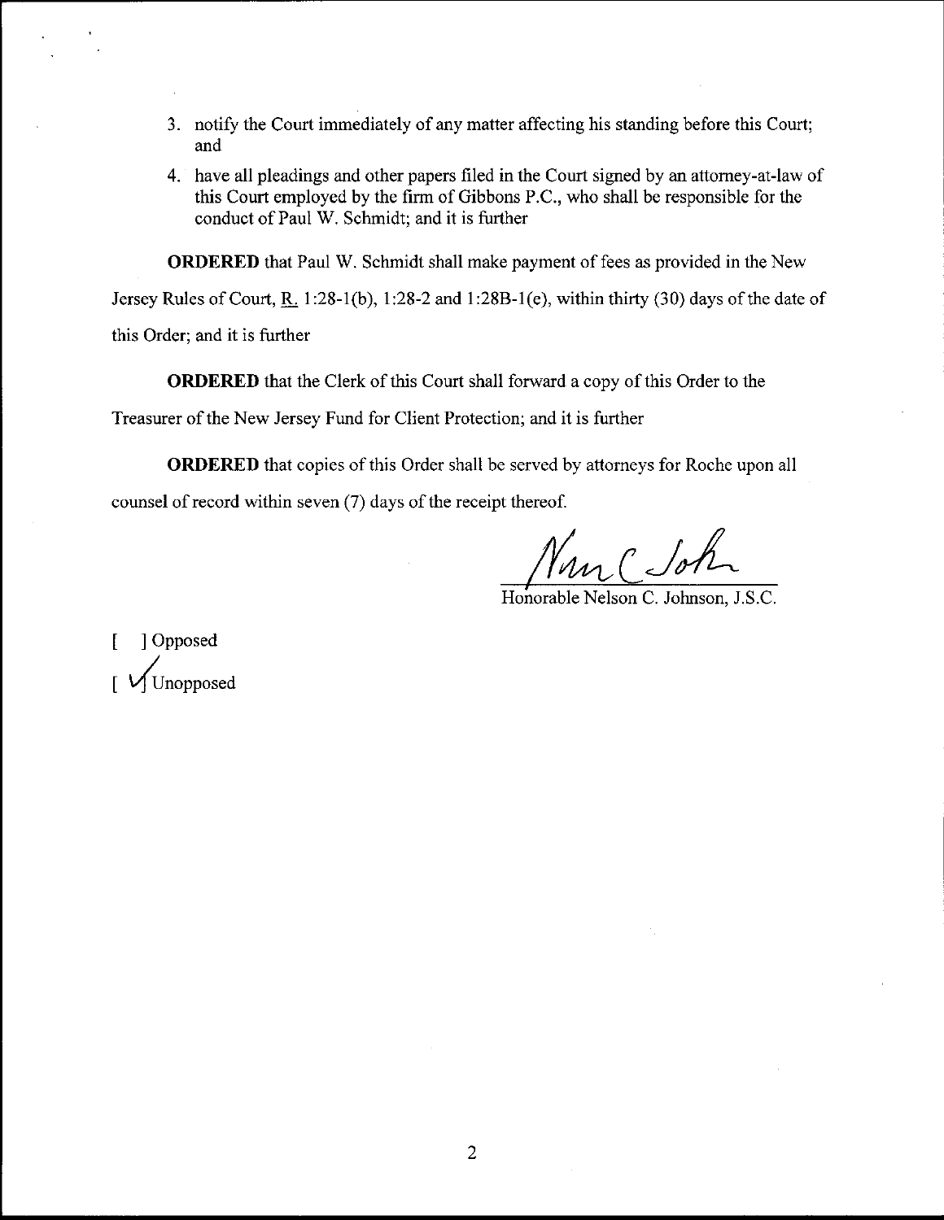3. notify the Court immediately of any matter affecting his standing before this Court; and
4. have all pleadings and other papers filed in the Court signed by an attorney-at-law of this Court employed by the firm of Gibbons P.C., who shall be responsible for the conduct of Paul W. Schmidt; and it is further

**ORDERED** that Paul W. Schmidt shall make payment of fees as provided in the New Jersey Rules of Court, R. 1:28-1(b), 1:28-2 and 1:28B-1(e), within thirty (30) days of the date of this Order; and it is further

**ORDERED** that the Clerk of this Court shall forward a copy of this Order to the Treasurer of the New Jersey Fund for Client Protection; and it is further

**ORDERED** that copies of this Order shall be served by attorneys for Roche upon all counsel of record within seven (7) days of the receipt thereof.

Nelson C. Johnson

Honorable Nelson C. Johnson, J.S.C.

[ ] Opposed

[ ✓] Unopposed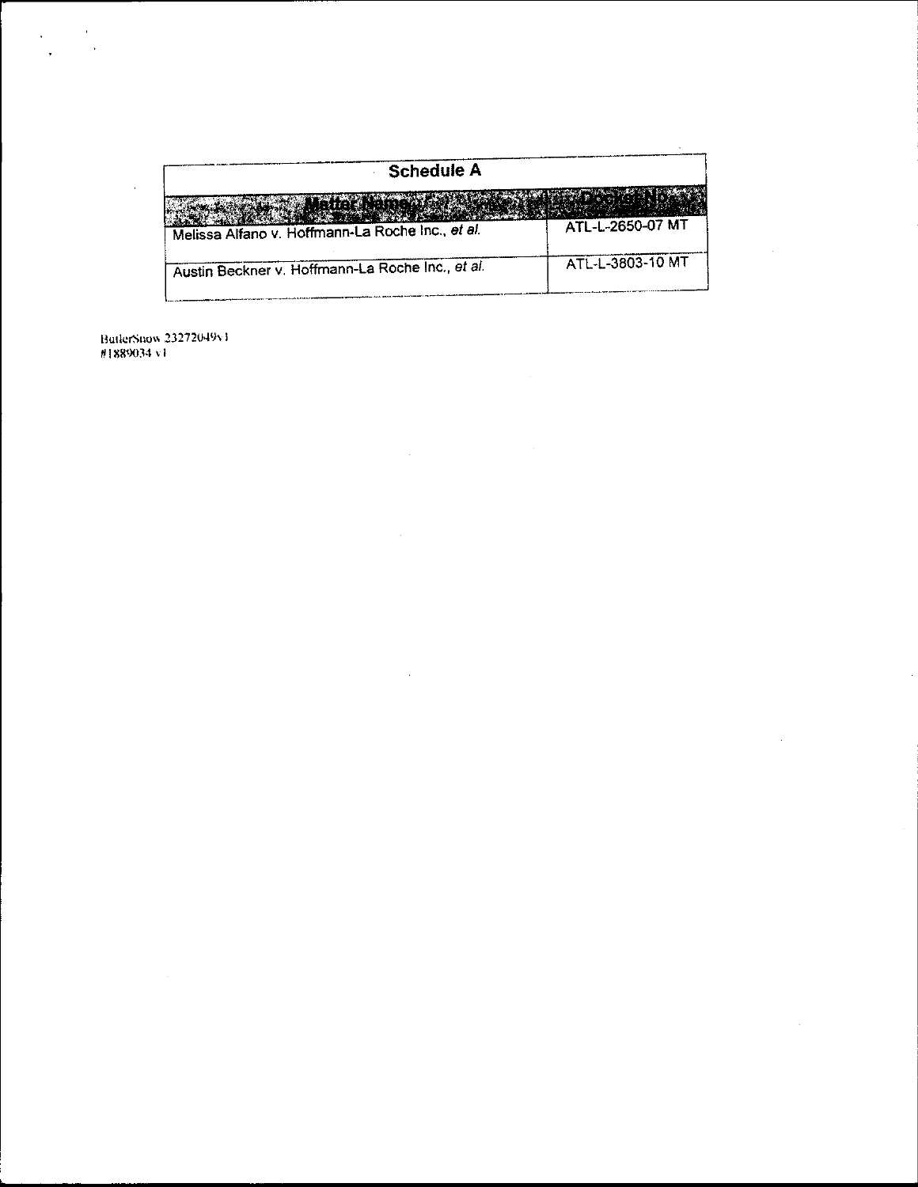| Schedule A | |
|---|---|
| Matter Name | Docket No. |
| Melissa Alfano v. Hoffmann-La Roche Inc., *et al.* | ATL-L-2650-07 MT |
| Austin Beckner v. Hoffmann-La Roche Inc., *et al.* | ATL-L-3803-10 MT |

ButlerSnow 23272049v1
#1889034 v1